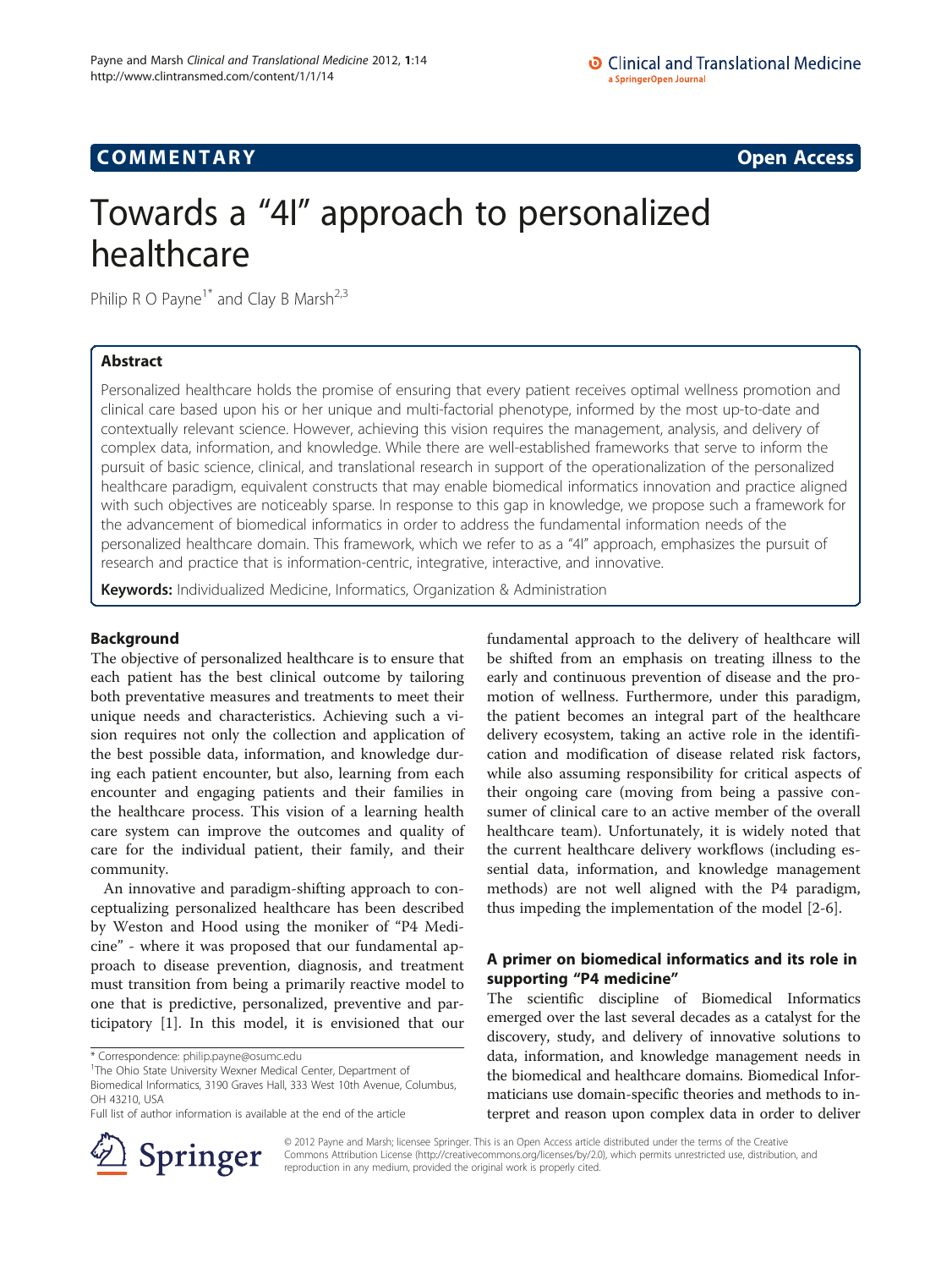COMMENTARY Open Access

# Towards a "4I" approach to personalized healthcare

Philip R O Payne[1*] and Clay B Marsh[2,3]

## Abstract

Personalized healthcare holds the promise of ensuring that every patient receives optimal wellness promotion and clinical care based upon his or her unique and multi-factorial phenotype, informed by the most up-to-date and contextually relevant science. However, achieving this vision requires the management, analysis, and delivery of complex data, information, and knowledge. While there are well-established frameworks that serve to inform the pursuit of basic science, clinical, and translational research in support of the operationalization of the personalized healthcare paradigm, equivalent constructs that may enable biomedical informatics innovation and practice aligned with such objectives are noticeably sparse. In response to this gap in knowledge, we propose such a framework for the advancement of biomedical informatics in order to address the fundamental information needs of the personalized healthcare domain. This framework, which we refer to as a "4I" approach, emphasizes the pursuit of research and practice that is information-centric, integrative, interactive, and innovative.

**Keywords:** Individualized Medicine, Informatics, Organization & Administration

## Background

The objective of personalized healthcare is to ensure that each patient has the best clinical outcome by tailoring both preventative measures and treatments to meet their unique needs and characteristics. Achieving such a vision requires not only the collection and application of the best possible data, information, and knowledge during each patient encounter, but also, learning from each encounter and engaging patients and their families in the healthcare process. This vision of a learning health care system can improve the outcomes and quality of care for the individual patient, their family, and their community.

An innovative and paradigm-shifting approach to conceptualizing personalized healthcare has been described by Weston and Hood using the moniker of "P4 Medicine" - where it was proposed that our fundamental approach to disease prevention, diagnosis, and treatment must transition from being a primarily reactive model to one that is predictive, personalized, preventive and participatory [1]. In this model, it is envisioned that our fundamental approach to the delivery of healthcare will be shifted from an emphasis on treating illness to the early and continuous prevention of disease and the promotion of wellness. Furthermore, under this paradigm, the patient becomes an integral part of the healthcare delivery ecosystem, taking an active role in the identification and modification of disease related risk factors, while also assuming responsibility for critical aspects of their ongoing care (moving from being a passive consumer of clinical care to an active member of the overall healthcare team). Unfortunately, it is widely noted that the current healthcare delivery workflows (including essential data, information, and knowledge management methods) are not well aligned with the P4 paradigm, thus impeding the implementation of the model [2-6].

## A primer on biomedical informatics and its role in supporting "P4 medicine"

The scientific discipline of Biomedical Informatics emerged over the last several decades as a catalyst for the discovery, study, and delivery of innovative solutions to data, information, and knowledge management needs in the biomedical and healthcare domains. Biomedical Informaticians use domain-specific theories and methods to interpret and reason upon complex data in order to deliver

\* Correspondence: philip.payne@osumc.edu
[1]The Ohio State University Wexner Medical Center, Department of Biomedical Informatics, 3190 Graves Hall, 333 West 10th Avenue, Columbus, OH 43210, USA
Full list of author information is available at the end of the article

© 2012 Payne and Marsh; licensee Springer. This is an Open Access article distributed under the terms of the Creative Commons Attribution License (http://creativecommons.org/licenses/by/2.0), which permits unrestricted use, distribution, and reproduction in any medium, provided the original work is properly cited.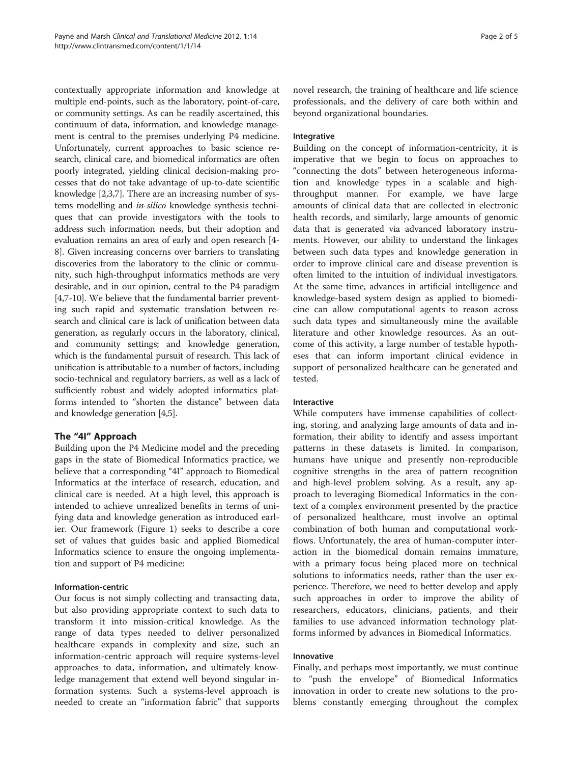contextually appropriate information and knowledge at multiple end-points, such as the laboratory, point-of-care, or community settings. As can be readily ascertained, this continuum of data, information, and knowledge management is central to the premises underlying P4 medicine. Unfortunately, current approaches to basic science research, clinical care, and biomedical informatics are often poorly integrated, yielding clinical decision-making processes that do not take advantage of up-to-date scientific knowledge [2,3,7]. There are an increasing number of systems modelling and *in-silico* knowledge synthesis techniques that can provide investigators with the tools to address such information needs, but their adoption and evaluation remains an area of early and open research [4-8]. Given increasing concerns over barriers to translating discoveries from the laboratory to the clinic or community, such high-throughput informatics methods are very desirable, and in our opinion, central to the P4 paradigm [4,7-10]. We believe that the fundamental barrier preventing such rapid and systematic translation between research and clinical care is lack of unification between data generation, as regularly occurs in the laboratory, clinical, and community settings; and knowledge generation, which is the fundamental pursuit of research. This lack of unification is attributable to a number of factors, including socio-technical and regulatory barriers, as well as a lack of sufficiently robust and widely adopted informatics platforms intended to "shorten the distance" between data and knowledge generation [4,5].

## The "4I" Approach

Building upon the P4 Medicine model and the preceding gaps in the state of Biomedical Informatics practice, we believe that a corresponding "4I" approach to Biomedical Informatics at the interface of research, education, and clinical care is needed. At a high level, this approach is intended to achieve unrealized benefits in terms of unifying data and knowledge generation as introduced earlier. Our framework (Figure 1) seeks to describe a core set of values that guides basic and applied Biomedical Informatics science to ensure the ongoing implementation and support of P4 medicine:

### Information-centric

Our focus is not simply collecting and transacting data, but also providing appropriate context to such data to transform it into mission-critical knowledge. As the range of data types needed to deliver personalized healthcare expands in complexity and size, such an information-centric approach will require systems-level approaches to data, information, and ultimately knowledge management that extend well beyond singular information systems. Such a systems-level approach is needed to create an "information fabric" that supports novel research, the training of healthcare and life science professionals, and the delivery of care both within and beyond organizational boundaries.

### Integrative

Building on the concept of information-centricity, it is imperative that we begin to focus on approaches to "connecting the dots" between heterogeneous information and knowledge types in a scalable and high-throughput manner. For example, we have large amounts of clinical data that are collected in electronic health records, and similarly, large amounts of genomic data that is generated via advanced laboratory instruments. However, our ability to understand the linkages between such data types and knowledge generation in order to improve clinical care and disease prevention is often limited to the intuition of individual investigators. At the same time, advances in artificial intelligence and knowledge-based system design as applied to biomedicine can allow computational agents to reason across such data types and simultaneously mine the available literature and other knowledge resources. As an outcome of this activity, a large number of testable hypotheses that can inform important clinical evidence in support of personalized healthcare can be generated and tested.

### Interactive

While computers have immense capabilities of collecting, storing, and analyzing large amounts of data and information, their ability to identify and assess important patterns in these datasets is limited. In comparison, humans have unique and presently non-reproducible cognitive strengths in the area of pattern recognition and high-level problem solving. As a result, any approach to leveraging Biomedical Informatics in the context of a complex environment presented by the practice of personalized healthcare, must involve an optimal combination of both human and computational workflows. Unfortunately, the area of human-computer interaction in the biomedical domain remains immature, with a primary focus being placed more on technical solutions to informatics needs, rather than the user experience. Therefore, we need to better develop and apply such approaches in order to improve the ability of researchers, educators, clinicians, patients, and their families to use advanced information technology platforms informed by advances in Biomedical Informatics.

### Innovative

Finally, and perhaps most importantly, we must continue to "push the envelope" of Biomedical Informatics innovation in order to create new solutions to the problems constantly emerging throughout the complex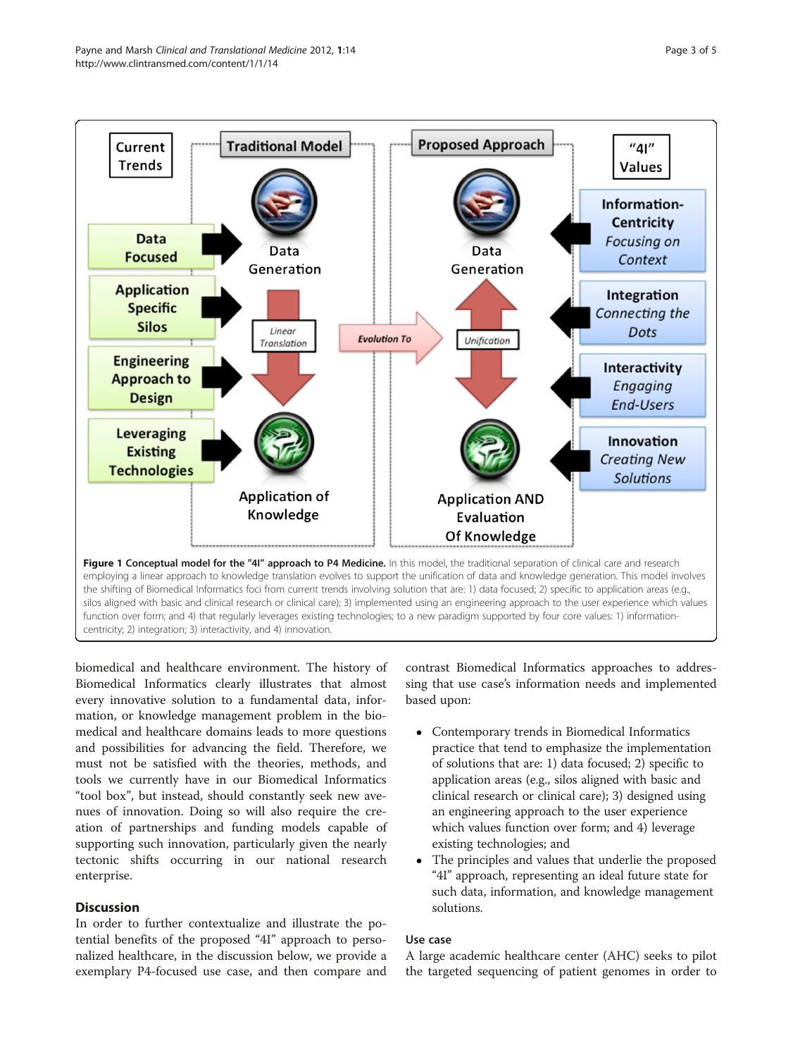**Figure 1 Conceptual model for the "4I" approach to P4 Medicine.** In this model, the traditional separation of clinical care and research employing a linear approach to knowledge translation evolves to support the unification of data and knowledge generation. This model involves the shifting of Biomedical Informatics foci from current trends involving solution that are: 1) data focused; 2) specific to application areas (e.g., silos aligned with basic and clinical research or clinical care); 3) implemented using an engineering approach to the user experience which values function over form; and 4) that regularly leverages existing technologies; to a new paradigm supported by four core values: 1) information-centricity; 2) integration; 3) interactivity, and 4) innovation.

biomedical and healthcare environment. The history of Biomedical Informatics clearly illustrates that almost every innovative solution to a fundamental data, information, or knowledge management problem in the biomedical and healthcare domains leads to more questions and possibilities for advancing the field. Therefore, we must not be satisfied with the theories, methods, and tools we currently have in our Biomedical Informatics "tool box", but instead, should constantly seek new avenues of innovation. Doing so will also require the creation of partnerships and funding models capable of supporting such innovation, particularly given the nearly tectonic shifts occurring in our national research enterprise.

## Discussion

In order to further contextualize and illustrate the potential benefits of the proposed "4I" approach to personalized healthcare, in the discussion below, we provide a exemplary P4-focused use case, and then compare and contrast Biomedical Informatics approaches to addressing that use case's information needs and implemented based upon:

- Contemporary trends in Biomedical Informatics practice that tend to emphasize the implementation of solutions that are: 1) data focused; 2) specific to application areas (e.g., silos aligned with basic and clinical research or clinical care); 3) designed using an engineering approach to the user experience which values function over form; and 4) leverage existing technologies; and
- The principles and values that underlie the proposed "4I" approach, representing an ideal future state for such data, information, and knowledge management solutions.

### Use case

A large academic healthcare center (AHC) seeks to pilot the targeted sequencing of patient genomes in order to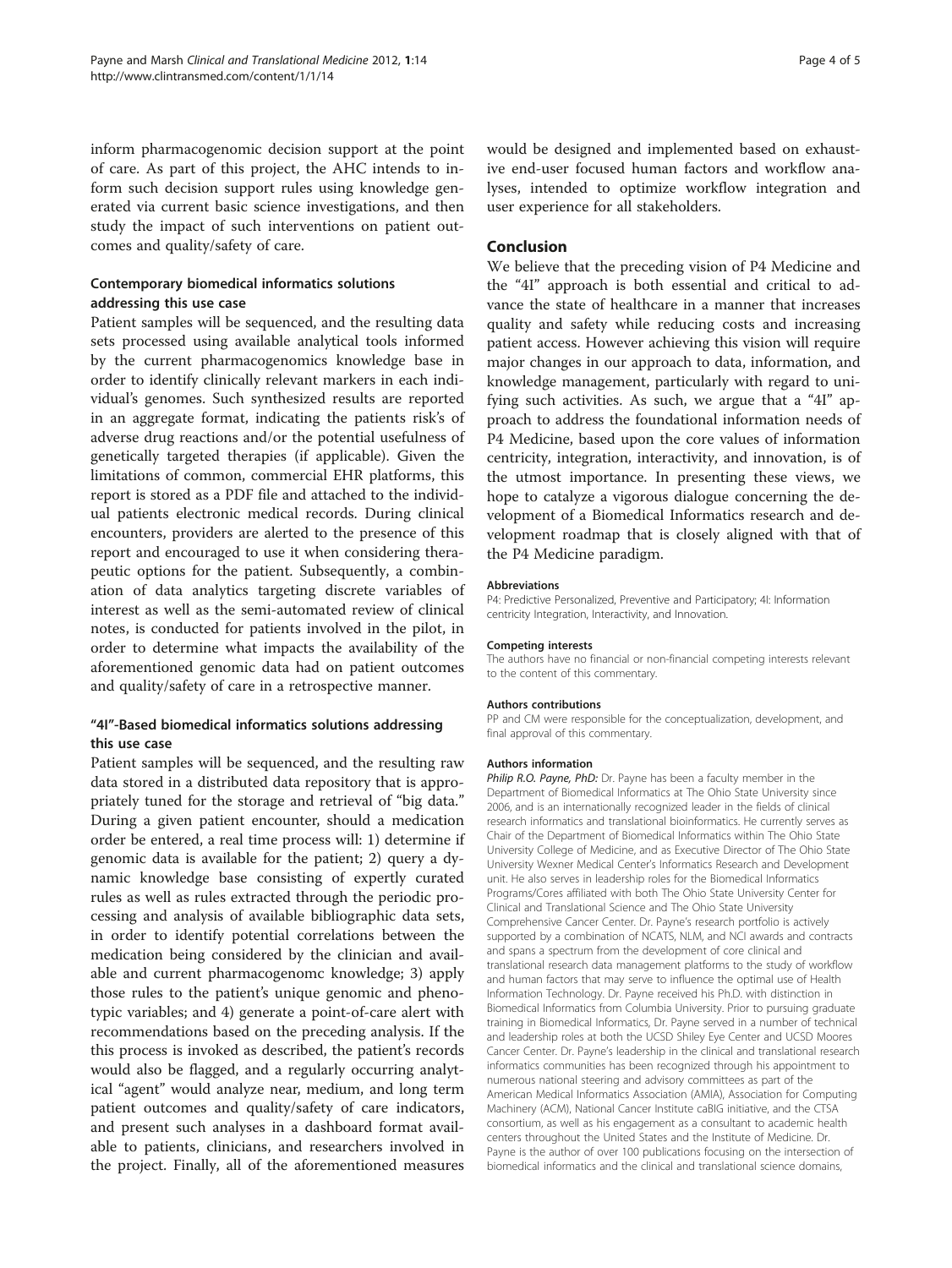inform pharmacogenomic decision support at the point of care. As part of this project, the AHC intends to inform such decision support rules using knowledge generated via current basic science investigations, and then study the impact of such interventions on patient outcomes and quality/safety of care.

### Contemporary biomedical informatics solutions addressing this use case

Patient samples will be sequenced, and the resulting data sets processed using available analytical tools informed by the current pharmacogenomics knowledge base in order to identify clinically relevant markers in each individual's genomes. Such synthesized results are reported in an aggregate format, indicating the patients risk's of adverse drug reactions and/or the potential usefulness of genetically targeted therapies (if applicable). Given the limitations of common, commercial EHR platforms, this report is stored as a PDF file and attached to the individual patients electronic medical records. During clinical encounters, providers are alerted to the presence of this report and encouraged to use it when considering therapeutic options for the patient. Subsequently, a combination of data analytics targeting discrete variables of interest as well as the semi-automated review of clinical notes, is conducted for patients involved in the pilot, in order to determine what impacts the availability of the aforementioned genomic data had on patient outcomes and quality/safety of care in a retrospective manner.

### "4I"-Based biomedical informatics solutions addressing this use case

Patient samples will be sequenced, and the resulting raw data stored in a distributed data repository that is appropriately tuned for the storage and retrieval of "big data." During a given patient encounter, should a medication order be entered, a real time process will: 1) determine if genomic data is available for the patient; 2) query a dynamic knowledge base consisting of expertly curated rules as well as rules extracted through the periodic processing and analysis of available bibliographic data sets, in order to identify potential correlations between the medication being considered by the clinician and available and current pharmacogenomc knowledge; 3) apply those rules to the patient's unique genomic and phenotypic variables; and 4) generate a point-of-care alert with recommendations based on the preceding analysis. If the this process is invoked as described, the patient's records would also be flagged, and a regularly occurring analytical "agent" would analyze near, medium, and long term patient outcomes and quality/safety of care indicators, and present such analyses in a dashboard format available to patients, clinicians, and researchers involved in the project. Finally, all of the aforementioned measures would be designed and implemented based on exhaustive end-user focused human factors and workflow analyses, intended to optimize workflow integration and user experience for all stakeholders.

## Conclusion

We believe that the preceding vision of P4 Medicine and the "4I" approach is both essential and critical to advance the state of healthcare in a manner that increases quality and safety while reducing costs and increasing patient access. However achieving this vision will require major changes in our approach to data, information, and knowledge management, particularly with regard to unifying such activities. As such, we argue that a "4I" approach to address the foundational information needs of P4 Medicine, based upon the core values of information centricity, integration, interactivity, and innovation, is of the utmost importance. In presenting these views, we hope to catalyze a vigorous dialogue concerning the development of a Biomedical Informatics research and development roadmap that is closely aligned with that of the P4 Medicine paradigm.

#### Abbreviations

P4: Predictive Personalized, Preventive and Participatory; 4I: Information centricity Integration, Interactivity, and Innovation.

#### Competing interests

The authors have no financial or non-financial competing interests relevant to the content of this commentary.

#### Authors contributions

PP and CM were responsible for the conceptualization, development, and final approval of this commentary.

#### Authors information

*Philip R.O. Payne, PhD:* Dr. Payne has been a faculty member in the Department of Biomedical Informatics at The Ohio State University since 2006, and is an internationally recognized leader in the fields of clinical research informatics and translational bioinformatics. He currently serves as Chair of the Department of Biomedical Informatics within The Ohio State University College of Medicine, and as Executive Director of The Ohio State University Wexner Medical Center's Informatics Research and Development unit. He also serves in leadership roles for the Biomedical Informatics Programs/Cores affiliated with both The Ohio State University Center for Clinical and Translational Science and The Ohio State University Comprehensive Cancer Center. Dr. Payne's research portfolio is actively supported by a combination of NCATS, NLM, and NCI awards and contracts and spans a spectrum from the development of core clinical and translational research data management platforms to the study of workflow and human factors that may serve to influence the optimal use of Health Information Technology. Dr. Payne received his Ph.D. with distinction in Biomedical Informatics from Columbia University. Prior to pursuing graduate training in Biomedical Informatics, Dr. Payne served in a number of technical and leadership roles at both the UCSD Shiley Eye Center and UCSD Moores Cancer Center. Dr. Payne's leadership in the clinical and translational research informatics communities has been recognized through his appointment to numerous national steering and advisory committees as part of the American Medical Informatics Association (AMIA), Association for Computing Machinery (ACM), National Cancer Institute caBIG initiative, and the CTSA consortium, as well as his engagement as a consultant to academic health centers throughout the United States and the Institute of Medicine. Dr. Payne is the author of over 100 publications focusing on the intersection of biomedical informatics and the clinical and translational science domains,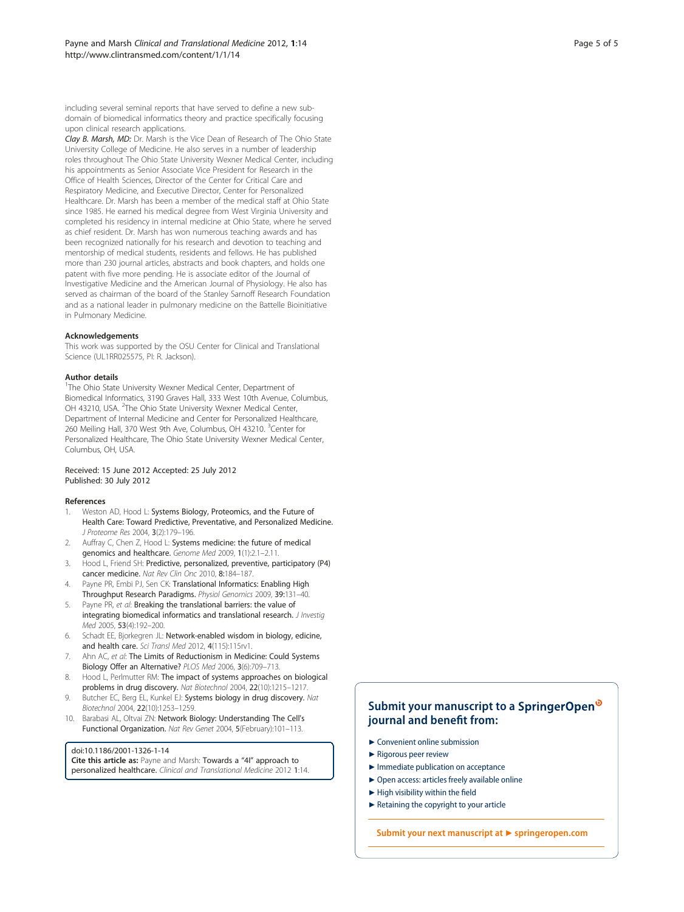including several seminal reports that have served to define a new sub-domain of biomedical informatics theory and practice specifically focusing upon clinical research applications.

*Clay B. Marsh, MD:* Dr. Marsh is the Vice Dean of Research of The Ohio State University College of Medicine. He also serves in a number of leadership roles throughout The Ohio State University Wexner Medical Center, including his appointments as Senior Associate Vice President for Research in the Office of Health Sciences, Director of the Center for Critical Care and Respiratory Medicine, and Executive Director, Center for Personalized Healthcare. Dr. Marsh has been a member of the medical staff at Ohio State since 1985. He earned his medical degree from West Virginia University and completed his residency in internal medicine at Ohio State, where he served as chief resident. Dr. Marsh has won numerous teaching awards and has been recognized nationally for his research and devotion to teaching and mentorship of medical students, residents and fellows. He has published more than 230 journal articles, abstracts and book chapters, and holds one patent with five more pending. He is associate editor of the Journal of Investigative Medicine and the American Journal of Physiology. He also has served as chairman of the board of the Stanley Sarnoff Research Foundation and as a national leader in pulmonary medicine on the Battelle Bioinitiative in Pulmonary Medicine.

### Acknowledgements

This work was supported by the OSU Center for Clinical and Translational Science (UL1RR025575, PI: R. Jackson).

### Author details

[1]The Ohio State University Wexner Medical Center, Department of Biomedical Informatics, 3190 Graves Hall, 333 West 10th Avenue, Columbus, OH 43210, USA. [2]The Ohio State University Wexner Medical Center, Department of Internal Medicine and Center for Personalized Healthcare, 260 Meiling Hall, 370 West 9th Ave, Columbus, OH 43210. [3]Center for Personalized Healthcare, The Ohio State University Wexner Medical Center, Columbus, OH, USA.

Received: 15 June 2012 Accepted: 25 July 2012
Published: 30 July 2012

### References

1. Weston AD, Hood L: **Systems Biology, Proteomics, and the Future of Health Care: Toward Predictive, Preventative, and Personalized Medicine.** *J Proteome Res* 2004, **3**(2):179–196.
2. Auffray C, Chen Z, Hood L: **Systems medicine: the future of medical genomics and healthcare.** *Genome Med* 2009, **1**(1):2.1–2.11.
3. Hood L, Friend SH: **Predictive, personalized, preventive, participatory (P4) cancer medicine.** *Nat Rev Clin Onc* 2010, **8**:184–187.
4. Payne PR, Embi PJ, Sen CK: **Translational Informatics: Enabling High Throughput Research Paradigms.** *Physiol Genomics* 2009, **39**:131–40.
5. Payne PR, *et al*: **Breaking the translational barriers: the value of integrating biomedical informatics and translational research.** *J Investig Med* 2005, **53**(4):192–200.
6. Schadt EE, Bjorkegren JL: **Network-enabled wisdom in biology, edicine, and health care.** *Sci Transl Med* 2012, **4**(115):115rv1.
7. Ahn AC, *et al*: **The Limits of Reductionism in Medicine: Could Systems Biology Offer an Alternative?** *PLOS Med* 2006, **3**(6):709–713.
8. Hood L, Perlmutter RM: **The impact of systems approaches on biological problems in drug discovery.** *Nat Biotechnol* 2004, **22**(10):1215–1217.
9. Butcher EC, Berg EL, Kunkel EJ: **Systems biology in drug discovery.** *Nat Biotechnol* 2004, **22**(10):1253–1259.
10. Barabasi AL, Oltvai ZN: **Network Biology: Understanding The Cell's Functional Organization.** *Nat Rev Genet* 2004, **5**(February):101–113.

doi:10.1186/2001-1326-1-14
**Cite this article as:** Payne and Marsh: **Towards a "4I" approach to personalized healthcare.** *Clinical and Translational Medicine* 2012 **1**:14.

**Submit your manuscript to a SpringerOpen journal and benefit from:**

- ► Convenient online submission
- ► Rigorous peer review
- ► Immediate publication on acceptance
- ► Open access: articles freely available online
- ► High visibility within the field
- ► Retaining the copyright to your article

**Submit your next manuscript at ► springeropen.com**